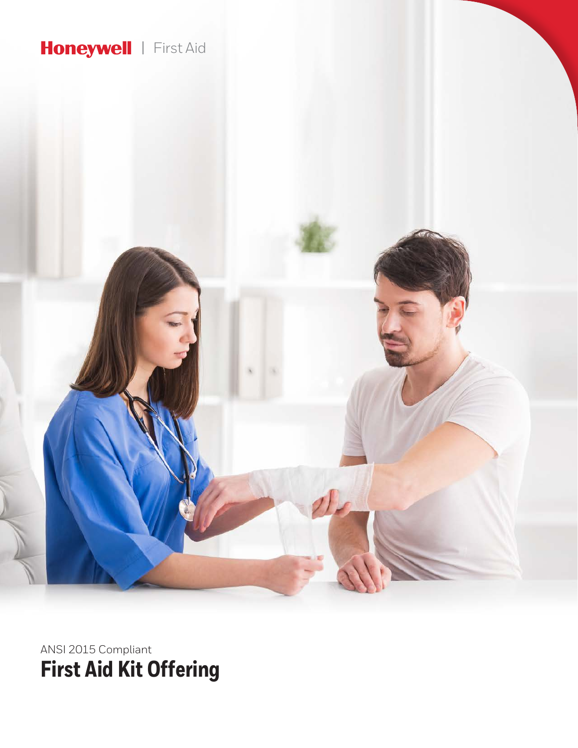Honeywell | First Aid

ANSI 2015 Compliant

# First Aid Kit Offering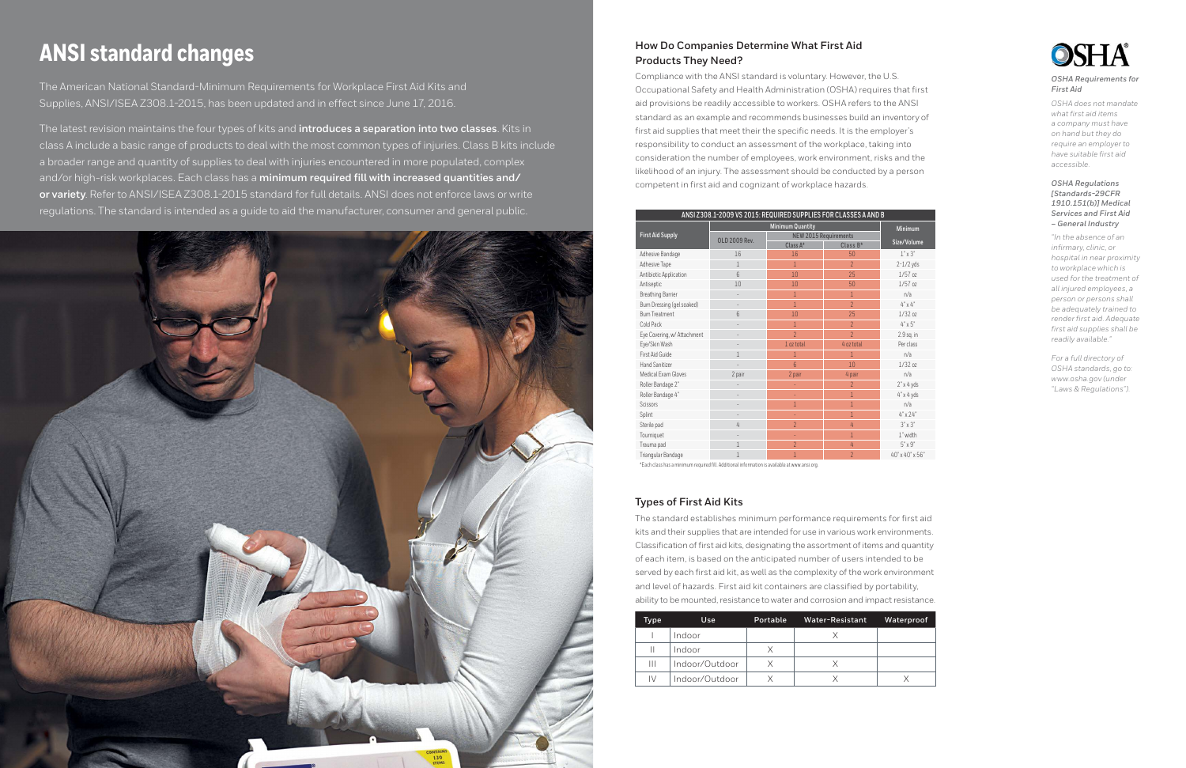# ANSI standard changes

The American National Standard-Minimum Requirements for Workplace First Aid Kits and Supplies, ANSI/ISEA Z308.1-2015, has been updated and in effect since June 17, 2016.

The latest revision maintains the four types of kits and **introduces a separation into two classes**. Kits in class A include a basic range of products to deal with the most common types of injuries. Class B kits include a broader range and quantity of supplies to deal with injuries encountered in more populated, complex and/or high-risk workplaces. Each class has a **minimum required fill with increased quantities and/ or variety**. Refer to ANSI/ISEA Z308.1-2015 standard for full details. ANSI does not enforce laws or write regulations. The standard is intended as a guide to aid the manufacturer, consumer and general public.

## How Do Companies Determine What First Aid Products They Need?

Compliance with the ANSI standard is voluntary. However, the U.S. Occupational Safety and Health Administration (OSHA) requires that first aid provisions be readily accessible to workers. OSHA refers to the ANSI standard as an example and recommends businesses build an inventory of first aid supplies that meet their the specific needs. It is the employer's responsibility to conduct an assessment of the workplace, taking into consideration the number of employees, work environment, risks and the likelihood of an injury. The assessment should be conducted by a person competent in first aid and cognizant of workplace hazards.

**ANSI Z308.1-2009 VS 2015: REQUIRED SUPPLIES FOR CLASSES A AND B**

| First Aid Supply | Minimum Quantity | | | Minimum |
|---|---|---|---|---|
| | OLD 2009 Rev. | NEW 2015 Requirements | | Size/Volume |
| | | Class A* | Class B* | |
| Adhesive Bandage | 16 | 16 | 50 | 1" x 3" |
| Adhesive Tape | 1 | 1 | 2 | 2-1/2 yds |
| Antibiotic Application | 6 | 10 | 25 | 1/57 oz |
| Antiseptic | 10 | 10 | 50 | 1/57 oz |
| Breathing Barrier | - | 1 | 1 | n/a |
| Burn Dressing (gel soaked) | - | 1 | 2 | 4" x 4" |
| Burn Treatment | 6 | 10 | 25 | 1/32 oz |
| Cold Pack | - | 1 | 2 | 4" x 5" |
| Eye Covering, w/ Attachment | - | 2 | 2 | 2.9 sq. in |
| Eye/Skin Wash | - | 1 oz total | 4 oz total | Per class |
| First Aid Guide | 1 | 1 | 1 | n/a |
| Hand Sanitizer | - | 6 | 10 | 1/32 oz |
| Medical Exam Gloves | 2 pair | 2 pair | 4 pair | n/a |
| Roller Bandage 2" | - | - | 2 | 2" x 4 yds |
| Roller Bandage 4" | - | - | 1 | 4" x 4 yds |
| Scissors | - | 1 | 1 | n/a |
| Splint | - | - | 1 | 4" x 24" |
| Sterile pad | 4 | 2 | 4 | 3" x 3" |
| Tourniquet | - | - | 1 | 1" width |
| Trauma pad | 1 | 2 | 4 | 5" x 9" |
| Triangular Bandage | 1 | 1 | 2 | 40" x 40" x 56" |

*Each class has a minimum required fill. Additional information is available at www.ansi.org.

## Types of First Aid Kits

The standard establishes minimum performance requirements for first aid kits and their supplies that are intended for use in various work environments. Classification of first aid kits, designating the assortment of items and quantity of each item, is based on the anticipated number of users intended to be served by each first aid kit, as well as the complexity of the work environment and level of hazards. First aid kit containers are classified by portability, ability to be mounted, resistance to water and corrosion and impact resistance.

| Type | Use | Portable | Water-Resistant | Waterproof |
|---|---|---|---|---|
| I | Indoor | | X | |
| II | Indoor | X | | |
| III | Indoor/Outdoor | X | X | |
| IV | Indoor/Outdoor | X | X | X |

OSHA

***OSHA Requirements for First Aid***

*OSHA does not mandate what first aid items a company must have on hand but they do require an employer to have suitable first aid accessible.*

***OSHA Regulations [Standards-29CFR 1910.151(b)] Medical Services and First Aid – General Industry***

*"In the absence of an infirmary, clinic, or hospital in near proximity to workplace which is used for the treatment of all injured employees, a person or persons shall be adequately trained to render first aid. Adequate first aid supplies shall be readily available."*

*For a full directory of OSHA standards, go to: www.osha.gov (under "Laws & Regulations").*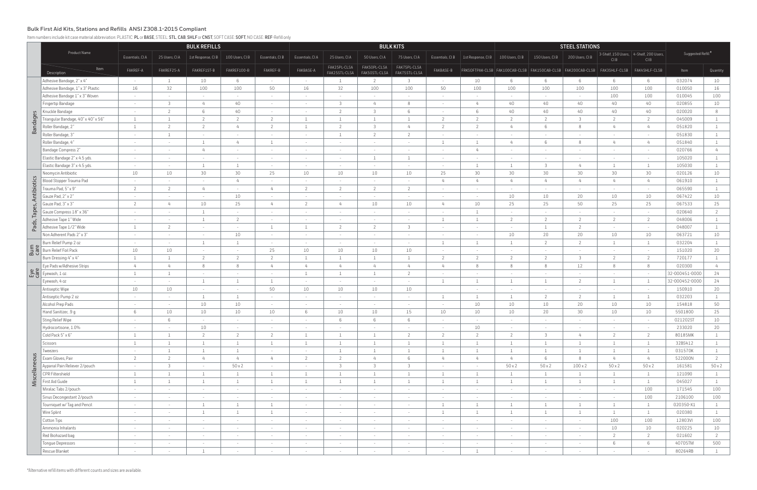## Bulk First Aid Kits, Stations and Refills ANSI Z308.1-2015 Compliant

Item numbers include kit case material abbreviation: PLASTIC: **PL** or **BASE**, STEEL: **STL**, **CAB**, **SHLF** or **CNST**, SOFT CASE: **SOFT**, NO CASE: **REF**-Refill only

| | Product Name | BULK REFILLS | | | | | BULK KITS | | | | | | STEEL STATIONS | | | | | Suggested Refill* | |
|---|---|---|---|---|---|---|---|---|---|---|---|---|---|---|---|---|---|---|---|
| | | Essentials, Cl A | 25 Users, Cl A | 1st Response, Cl B | 100 Users, Cl B | Essentials, Cl B | Essentials, Cl A | 25 Users, Cl A | 50 Users, Cl A | 75 Users, Cl A | Essentials, Cl B | 1st Response, Cl B | 100 Users, Cl B | 150 Users, Cl B | 200 Users, Cl B | 3-Shelf, 150 Users, Cl B | 4-Shelf, 200 Users, Cl B | | |
| | Description / Item | FAKREF-A | FAKREF25-A | FAKREF1ST-B | FAKREF100-B | FAKREF-B | FAKBASE-A | FAK25PL-CLSA FAK25STL-CLSA | FAK50PL-CLSA FAK50STL-CLSA | FAK75PL-CLSA FAK75STL-CLSA | FAKBASE-B | FRKSOFTPAK-CLSB | FAK100CAB-CLSB | FAK150CAB-CLSB | FAK200CAB-CLSB | FAK3SHLF-CLSB | FAK4SHLF-CLSB | Item | Quantity |
| Bandages | Adhesive Bandage, 2" x 4" | - | 1 | 10 | 6 | - | - | 1 | 2 | 3 | - | 10 | 6 | 6 | 6 | 6 | 6 | 032074 | 10 |
| | Adhesive Bandage, 1" x 3" Plastic | 16 | 32 | 100 | 100 | 50 | 16 | 32 | 100 | 100 | 50 | 100 | 100 | 100 | 100 | 100 | 100 | 010050 | 16 |
| | Adhesive Bandage 1" x 3" Woven | - | - | - | - | - | - | - | - | - | - | - | - | - | - | 100 | 100 | 010045 | 100 |
| | Fingertip Bandage | - | 3 | 4 | 40 | - | - | 3 | 4 | 8 | - | 4 | 40 | 40 | 40 | 40 | 40 | 020855 | 10 |
| | Knuckle Bandage | - | 2 | 6 | 40 | - | - | 2 | 3 | 6 | - | 6 | 40 | 40 | 40 | 40 | 40 | 020020 | 8 |
| | Triangular Bandage, 40" x 40" x 56" | 1 | 1 | 2 | 2 | 2 | 1 | 1 | 1 | 1 | 2 | 2 | 2 | 2 | 3 | 2 | 2 | 045009 | 1 |
| | Roller Bandage, 2" | 1 | 2 | 2 | 4 | 2 | 1 | 2 | 3 | 4 | 2 | 2 | 4 | 6 | 8 | 4 | 4 | 051820 | 1 |
| | Roller Bandage, 3" | - | 1 | - | - | - | - | 1 | 2 | 2 | - | - | - | - | - | - | - | 051830 | 1 |
| | Roller Bandage, 4" | - | - | 1 | 4 | 1 | - | - | - | - | 1 | 1 | 4 | 6 | 8 | 4 | 4 | 051840 | 1 |
| | Bandage Compress 2" | - | - | 4 | - | - | - | - | - | - | - | 4 | - | - | - | - | - | 020766 | 4 |
| | Elastic Bandage 2" x 4.5 yds. | - | - | - | - | - | - | - | 1 | 1 | - | - | - | - | - | - | - | 105020 | 1 |
| | Elastic Bandage 3" x 4.5 yds. | - | - | 1 | 1 | - | - | - | - | - | - | 1 | 1 | 3 | 4 | 1 | 1 | 105030 | 1 |
| Pads, Tapes, Antibiotics | Neomycin Antibiotic | 10 | 10 | 30 | 30 | 25 | 10 | 10 | 10 | 10 | 25 | 30 | 30 | 30 | 30 | 30 | 30 | 020126 | 10 |
| | Blood Stopper Trauma Pad | - | - | - | 4 | - | - | - | - | - | 4 | 4 | 4 | 4 | 4 | 4 | 4 | 061910 | 1 |
| | Trauma Pad, 5" x 9" | 2 | 2 | 4 | - | 4 | 2 | 2 | 2 | 2 | - | - | - | - | - | - | - | 065590 | 1 |
| | Gauze Pad, 2" x 2" | - | - | - | 10 | - | - | - | - | - | - | - | 10 | 10 | 20 | 10 | 10 | 067422 | 10 |
| | Gauze Pad, 3" x 3" | 2 | 4 | 10 | 25 | 4 | 2 | 4 | 10 | 10 | 4 | 10 | 25 | 25 | 50 | 25 | 25 | 067533 | 25 |
| | Gauze Compress 18" x 36" | - | - | 1 | - | - | - | - | - | - | - | 1 | - | - | - | - | - | 020640 | 2 |
| | Adhesive Tape 1" Wide | - | - | 1 | 2 | - | - | - | - | - | 1 | 1 | 2 | 2 | 2 | 2 | 2 | 048006 | 1 |
| | Adhesive Tape 1/2" Wide | 1 | 2 | - | - | 1 | 1 | 2 | 2 | 3 | - | - | - | 1 | 2 | - | - | 048007 | 1 |
| | Non Adherent Pads 2" x 3" | - | - | - | 10 | - | - | - | - | - | - | - | 10 | 20 | 20 | 10 | 10 | 063721 | 10 |
| Burn care | Burn Relief Pump 2 oz | - | - | 1 | 1 | - | - | - | - | - | 1 | 1 | 1 | 2 | 2 | 1 | 1 | 032204 | 1 |
| | Burn Relief Foil Pack | 10 | 10 | - | - | 25 | 10 | 10 | 10 | 10 | - | - | - | - | - | - | - | 151020 | 20 |
| | Burn Dressing 4" x 4" | 1 | 1 | 2 | 2 | 2 | 1 | 1 | 1 | 1 | 2 | 2 | 2 | 2 | 3 | 2 | 2 | 720177 | 1 |
| Eye care | Eye Pads w/Adhesive Strips | 4 | 4 | 8 | 8 | 4 | 4 | 4 | 4 | 4 | 4 | 8 | 8 | 8 | 12 | 8 | 8 | 020300 | 4 |
| | Eyewash, 1 oz. | 1 | 1 | - | - | - | 1 | 1 | 1 | 2 | - | - | - | - | - | - | - | 32-000451-0000 | 24 |
| | Eyewash, 4 oz | - | - | 1 | 1 | 1 | - | - | - | - | 1 | 1 | 1 | 1 | 2 | 1 | 1 | 32-000452-0000 | 24 |
| Miscellaneous | Antiseptic Wipe | 10 | 10 | - | - | 50 | 10 | 10 | 10 | 10 | - | - | - | - | - | - | - | 150910 | 20 |
| | Antiseptic Pump 2 oz | - | - | 1 | 1 | - | - | - | - | - | 1 | 1 | 1 | 2 | 2 | 1 | 1 | 032203 | 1 |
| | Alcohol Prep Pads | - | - | 10 | 10 | - | - | - | - | - | - | 10 | 10 | 10 | 20 | 10 | 10 | 154818 | 50 |
| | Hand Sanitizer, 9 g | 6 | 10 | 10 | 10 | 10 | 6 | 10 | 10 | 15 | 10 | 10 | 10 | 20 | 30 | 10 | 10 | 5501800 | 25 |
| | Sting Relief Wipe | - | 6 | - | - | - | - | 6 | 6 | 6 | - | - | - | - | - | - | - | 021202ST | 10 |
| | Hydrocortisone, 1.0% | - | - | 10 | - | - | - | - | - | - | - | 10 | - | - | - | - | - | 233020 | 20 |
| | Cold Pack 5" x 6" | 1 | 1 | 2 | 2 | 2 | 1 | 1 | 1 | 2 | 2 | 2 | 2 | 3 | 4 | 2 | 2 | 80185MK | 1 |
| | Scissors | 1 | 1 | 1 | 1 | 1 | 1 | 1 | 1 | 1 | 1 | 1 | 1 | 1 | 1 | 1 | 1 | 328S412 | 1 |
| | Tweezers | - | 1 | 1 | 1 | - | - | 1 | 1 | 1 | 1 | 1 | 1 | 1 | 1 | 1 | 1 | 031570K | 1 |
| | Exam Gloves, Pair | 2 | 2 | 4 | 4 | 4 | 2 | 2 | 4 | 6 | 4 | 4 | 4 | 6 | 8 | 4 | 4 | 522000N | 2 |
| | Aypanal Pain Reliever 2/pouch | - | 3 | - | 50 x 2 | - | - | 3 | 3 | 3 | - | - | 50 x 2 | 50 x 2 | 100 x 2 | 50 x 2 | 50 x 2 | 161581 | 50 x 2 |
| | CPR Filtershield | 1 | 1 | 1 | 1 | 1 | 1 | 1 | 1 | 1 | 1 | 1 | 1 | 1 | 1 | 1 | 1 | 121090 | 1 |
| | First Aid Guide | 1 | 1 | 1 | 1 | 1 | 1 | 1 | 1 | 1 | 1 | 1 | 1 | 1 | 1 | 1 | 1 | 045027 | 1 |
| | Miralac Tabs 2/pouch | - | - | - | - | - | - | - | - | - | - | - | - | - | - | - | 100 | 171545 | 100 |
| | Sinus Decongestant 2/pouch | - | - | - | - | - | - | - | - | - | - | - | - | - | - | - | 100 | 2106100 | 100 |
| | Tourniquet w/ Tag and Pencil | - | - | 1 | 1 | 1 | - | - | - | - | 1 | 1 | 1 | 1 | 1 | 1 | 1 | 020350-X1 | 1 |
| | Wire Splint | - | - | 1 | 1 | 1 | - | - | - | - | 1 | 1 | 1 | 1 | 1 | 1 | 1 | 020380 | 1 |
| | Cotton Tips | - | - | - | - | - | - | - | - | - | - | - | - | - | - | 100 | 100 | 12803VI | 100 |
| | Ammonia Inhalants | - | - | - | - | - | - | - | - | - | - | - | - | - | - | 10 | 10 | 020225 | 10 |
| | Red Biohazard bag | - | - | - | - | - | - | - | - | - | - | - | - | - | - | 2 | 2 | 021602 | 2 |
| | Tongue Depressors | - | - | - | - | - | - | - | - | - | - | - | - | - | - | 6 | 6 | 40705TM | 500 |
| | Rescue Blanket | - | - | 1 | - | - | - | - | - | - | - | 1 | - | - | - | - | - | 80264RB | 1 |

*Alternative refill items with different counts and sizes are available.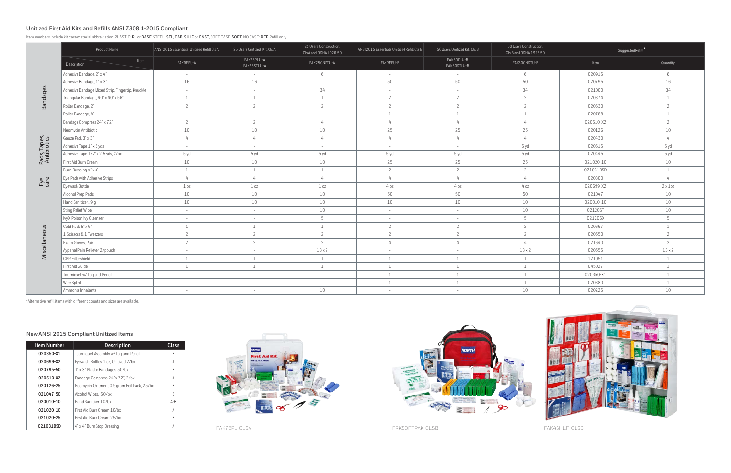## Unitized First Aid Kits and Refills ANSI Z308.1-2015 Compliant

Item numbers include kit case material abbreviation: PLASTIC: **PL** or **BASE**, STEEL: **STL**, **CAB**, **SHLF** or **CNST**, SOFT CASE: **SOFT**, NO CASE: **REF**-Refill only

| | Product Name | ANSI 2015 Essentials Unitized Refill Cls A | 25 Users Unitized Kit, Cls A | 25 Users Construction, Cls A and OSHA 1926.50 | ANSI 2015 Essentials Unitized Refill Cls B | 50 Users Unitized Kit, Cls B | 50 Users Construction, Cls B and OSHA 1926.50 | Suggested Refill* | |
|---|---|---|---|---|---|---|---|---|---|
| | Description / Item | FAKREFU-A | FAK25PLU-A FAK25STLU-A | FAK25CNSTU-A | FAKREFU-B | FAK50PLU-B FAK50STLU-B | FAK50CNSTU-B | Item | Quantity |
| Bandages | Adhesive Bandage, 2" x 4" | - | - | 6 | - | - | 6 | 020915 | 6 |
| | Adhesive Bandage, 1" x 3" | 16 | 16 | - | 50 | 50 | 50 | 020795 | 16 |
| | Adhesive Bandage Mixed Strip, Fingertip, Knuckle | - | - | 34 | - | - | 34 | 021000 | 34 |
| | Triangular Bandage, 40" x 40" x 56" | 1 | 1 | 1 | 2 | 2 | 2 | 020374 | 1 |
| | Roller Bandage, 2" | 2 | 2 | 2 | 2 | 2 | 2 | 020630 | 2 |
| | Roller Bandage, 4" | - | - | - | 1 | 1 | 1 | 020768 | 1 |
| | Bandage Compress 24" x 72" | 2 | 2 | 4 | 4 | 4 | 4 | 020510-X2 | 2 |
| Pads, Tapes, Antibiotics | Neomycin Antibiotic | 10 | 10 | 10 | 25 | 25 | 25 | 020126 | 10 |
| | Gauze Pad, 3" x 3" | 4 | 4 | 4 | 4 | 4 | 4 | 020430 | 4 |
| | Adhesive Tape 1" x 5 yds | - | - | - | - | - | 5 yd | 020615 | 5 yd |
| | Adhesive Tape 1/2" x 2.5 yds, 2/box | 5 yd | 5 yd | 5 yd | 5 yd | 5 yd | 5 yd | 020445 | 5 yd |
| | First Aid Burn Cream | 10 | 10 | 10 | 25 | 25 | 25 | 021020-10 | 10 |
| | Burn Dressing 4" x 4" | 1 | 1 | 1 | 2 | 2 | 2 | 021031BSD | 1 |
| Eye care | Eye Pads with Adhesive Strips | 4 | 4 | 4 | 4 | 4 | 4 | 020300 | 4 |
| | Eyewash Bottle | 1 oz | 1 oz | 1 oz | 4 oz | 4 oz | 4 oz | 020699-X2 | 2 x 1oz |
| Miscellaneous | Alcohol Prep Pads | 10 | 10 | 10 | 50 | 50 | 50 | 021047 | 10 |
| | Hand Sanitizer, .9 g | 10 | 10 | 10 | 10 | 10 | 10 | 020010-10 | 10 |
| | Sting Relief Wipe | - | - | 10 | - | - | 10 | 02120ST | 10 |
| | IvyX Poison Ivy Cleanser | - | - | 5 | - | - | 5 | 021206X | 5 |
| | Cold Pack 5" x 6" | 1 | 1 | 1 | 2 | 2 | 2 | 020667 | 1 |
| | 1 Scissors & 1 Tweezers | 2 | 2 | 2 | 2 | 2 | 2 | 020550 | 2 |
| | Exam Gloves, Pair | 2 | 2 | 2 | 4 | 4 | 4 | 021640 | 2 |
| | Aypanal Pain Reliever 2/pouch | - | - | 13 x 2 | - | - | 13 x 2 | 020555 | 13 x 2 |
| | CPR Filtershield | 1 | 1 | 1 | 1 | 1 | 1 | 121051 | 1 |
| | First Aid Guide | 1 | 1 | 1 | 1 | 1 | 1 | 045027 | 1 |
| | Tourniquet w/ Tag and Pencil | - | - | - | 1 | 1 | 1 | 020350-X1 | 1 |
| | Wire Splint | - | - | - | 1 | 1 | 1 | 020380 | 1 |
| | Ammonia Inhalants | - | - | 10 | - | - | 10 | 020225 | 10 |

*Alternative refill items with different counts and sizes are available.

### New ANSI 2015 Compliant Unitized Items

| Item Number | Description | Class |
|---|---|---|
| 020350-X1 | Tourniquet Assembly w/ Tag and Pencil | B |
| 020699-X2 | Eyewash Bottles 1 oz, Unitized 2/bx | A |
| 020795-50 | 1" x 3" Plastic Bandages, 50/bx | B |
| 020510-X2 | Bandage Compress 24" x 72", 2/bx | A |
| 020126-25 | Neomycin Ointment 0.9 gram Foil Pack, 25/bx | B |
| 021047-50 | Alcohol Wipes, 50/bx | B |
| 020010-10 | Hand Sanitizer 10/bx | A+B |
| 021020-10 | First Aid Burn Cream 10/bx | A |
| 021020-25 | First Aid Burn Cream 25/bx | B |
| 021031BSD | 4" x 4" Burn Stop Dressing | A |

FAK75PL-CLSA

FRKSOFTPAK-CLSB

FAK4SHLF-CLSB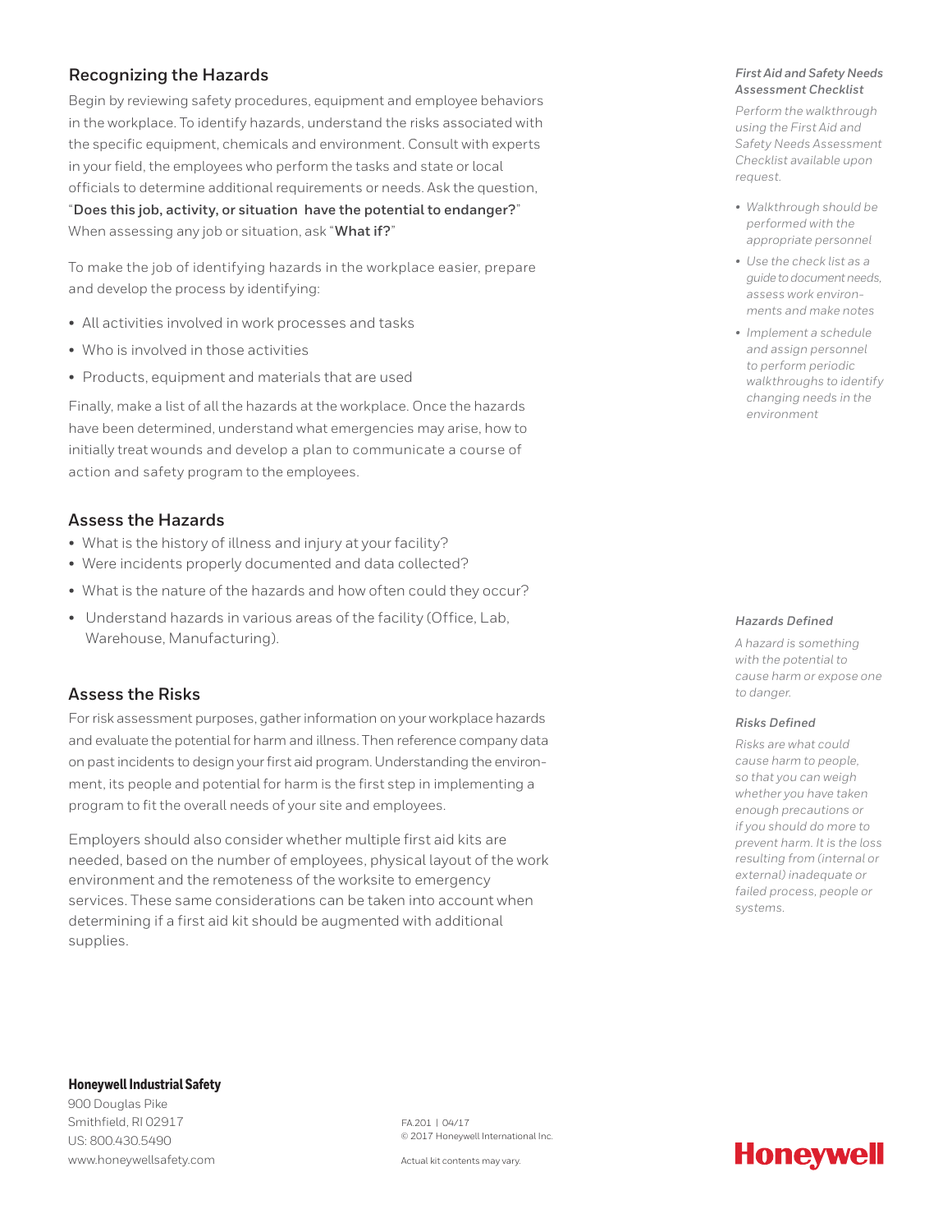## Recognizing the Hazards

Begin by reviewing safety procedures, equipment and employee behaviors in the workplace. To identify hazards, understand the risks associated with the specific equipment, chemicals and environment. Consult with experts in your field, the employees who perform the tasks and state or local officials to determine additional requirements or needs. Ask the question, "**Does this job, activity, or situation have the potential to endanger?**" When assessing any job or situation, ask "**What if?**"

To make the job of identifying hazards in the workplace easier, prepare and develop the process by identifying:

- All activities involved in work processes and tasks
- Who is involved in those activities
- Products, equipment and materials that are used

Finally, make a list of all the hazards at the workplace. Once the hazards have been determined, understand what emergencies may arise, how to initially treat wounds and develop a plan to communicate a course of action and safety program to the employees.

## Assess the Hazards

- What is the history of illness and injury at your facility?
- Were incidents properly documented and data collected?
- What is the nature of the hazards and how often could they occur?
- Understand hazards in various areas of the facility (Office, Lab, Warehouse, Manufacturing).

## Assess the Risks

For risk assessment purposes, gather information on your workplace hazards and evaluate the potential for harm and illness. Then reference company data on past incidents to design your first aid program. Understanding the environment, its people and potential for harm is the first step in implementing a program to fit the overall needs of your site and employees.

Employers should also consider whether multiple first aid kits are needed, based on the number of employees, physical layout of the work environment and the remoteness of the worksite to emergency services. These same considerations can be taken into account when determining if a first aid kit should be augmented with additional supplies.

***First Aid and Safety Needs Assessment Checklist***

*Perform the walkthrough using the First Aid and Safety Needs Assessment Checklist available upon request.*

- *Walkthrough should be performed with the appropriate personnel*
- *Use the check list as a guide to document needs, assess work environments and make notes*
- *Implement a schedule and assign personnel to perform periodic walkthroughs to identify changing needs in the environment*

***Hazards Defined***

*A hazard is something with the potential to cause harm or expose one to danger.*

***Risks Defined***

*Risks are what could cause harm to people, so that you can weigh whether you have taken enough precautions or if you should do more to prevent harm. It is the loss resulting from (internal or external) inadequate or failed process, people or systems.*

**Honeywell Industrial Safety**
900 Douglas Pike
Smithfield, RI 02917
US: 800.430.5490
www.honeywellsafety.com

FA.201 | 04/17
© 2017 Honeywell International Inc.

Actual kit contents may vary.

Honeywell